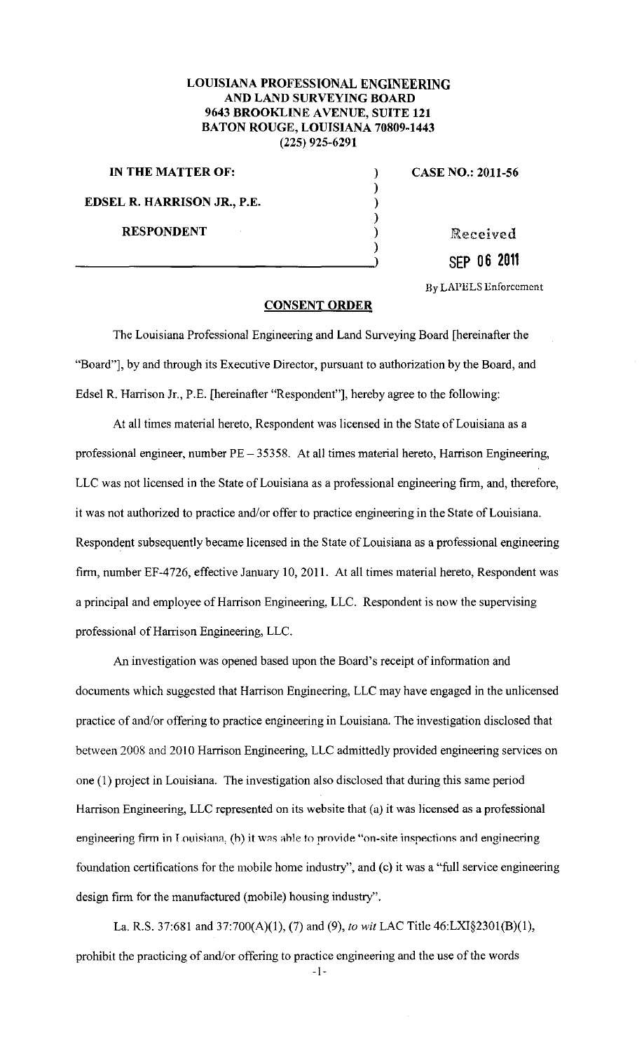**LOUISIANA PROFESSIONAL ENGINEERING AND LAND SURVEYING BOARD**
**9643 BROOKLINE AVENUE, SUITE 121**
**BATON ROUGE, LOUISIANA 70809-1443**
**(225) 925-6291**

**IN THE MATTER OF:**

**EDSEL R. HARRISON JR., P.E.**

**RESPONDENT**

**CASE NO.: 2011-56**

Received
SEP 06 2011
By LAPELS Enforcement

## CONSENT ORDER

The Louisiana Professional Engineering and Land Surveying Board [hereinafter the "Board"], by and through its Executive Director, pursuant to authorization by the Board, and Edsel R. Harrison Jr., P.E. [hereinafter "Respondent"], hereby agree to the following:

At all times material hereto, Respondent was licensed in the State of Louisiana as a professional engineer, number PE – 35358. At all times material hereto, Harrison Engineering, LLC was not licensed in the State of Louisiana as a professional engineering firm, and, therefore, it was not authorized to practice and/or offer to practice engineering in the State of Louisiana. Respondent subsequently became licensed in the State of Louisiana as a professional engineering firm, number EF-4726, effective January 10, 2011. At all times material hereto, Respondent was a principal and employee of Harrison Engineering, LLC. Respondent is now the supervising professional of Harrison Engineering, LLC.

An investigation was opened based upon the Board's receipt of information and documents which suggested that Harrison Engineering, LLC may have engaged in the unlicensed practice of and/or offering to practice engineering in Louisiana. The investigation disclosed that between 2008 and 2010 Harrison Engineering, LLC admittedly provided engineering services on one (1) project in Louisiana. The investigation also disclosed that during this same period Harrison Engineering, LLC represented on its website that (a) it was licensed as a professional engineering firm in Louisiana, (b) it was able to provide "on-site inspections and engineering foundation certifications for the mobile home industry", and (c) it was a "full service engineering design firm for the manufactured (mobile) housing industry".

La. R.S. 37:681 and 37:700(A)(1), (7) and (9), *to wit* LAC Title 46:LXI§2301(B)(1), prohibit the practicing of and/or offering to practice engineering and the use of the words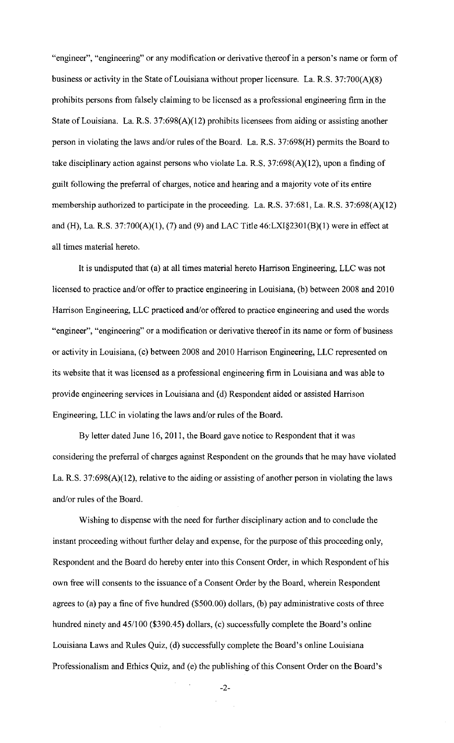"engineer", "engineering" or any modification or derivative thereof in a person's name or form of business or activity in the State of Louisiana without proper licensure. La. R.S. 37:700(A)(8) prohibits persons from falsely claiming to be licensed as a professional engineering firm in the State of Louisiana. La. R.S. 37:698(A)(12) prohibits licensees from aiding or assisting another person in violating the laws and/or rules of the Board. La. R.S. 37:698(H) permits the Board to take disciplinary action against persons who violate La. R.S. 37:698(A)(12), upon a finding of guilt following the preferral of charges, notice and hearing and a majority vote of its entire membership authorized to participate in the proceeding. La. R.S. 37:681, La. R.S. 37:698(A)(12) and (H), La. R.S. 37:700(A)(1), (7) and (9) and LAC Title 46:LXI§2301(B)(1) were in effect at all times material hereto.

It is undisputed that (a) at all times material hereto Harrison Engineering, LLC was not licensed to practice and/or offer to practice engineering in Louisiana, (b) between 2008 and 2010 Harrison Engineering, LLC practiced and/or offered to practice engineering and used the words "engineer", "engineering" or a modification or derivative thereof in its name or form of business or activity in Louisiana, (c) between 2008 and 2010 Harrison Engineering, LLC represented on its website that it was licensed as a professional engineering firm in Louisiana and was able to provide engineering services in Louisiana and (d) Respondent aided or assisted Harrison Engineering, LLC in violating the laws and/or rules of the Board.

By letter dated June 16, 2011, the Board gave notice to Respondent that it was considering the preferral of charges against Respondent on the grounds that he may have violated La. R.S. 37:698(A)(12), relative to the aiding or assisting of another person in violating the laws and/or rules of the Board.

Wishing to dispense with the need for further disciplinary action and to conclude the instant proceeding without further delay and expense, for the purpose of this proceeding only, Respondent and the Board do hereby enter into this Consent Order, in which Respondent of his own free will consents to the issuance of a Consent Order by the Board, wherein Respondent agrees to (a) pay a fine of five hundred ($500.00) dollars, (b) pay administrative costs of three hundred ninety and 45/100 ($390.45) dollars, (c) successfully complete the Board's online Louisiana Laws and Rules Quiz, (d) successfully complete the Board's online Louisiana Professionalism and Ethics Quiz, and (e) the publishing of this Consent Order on the Board's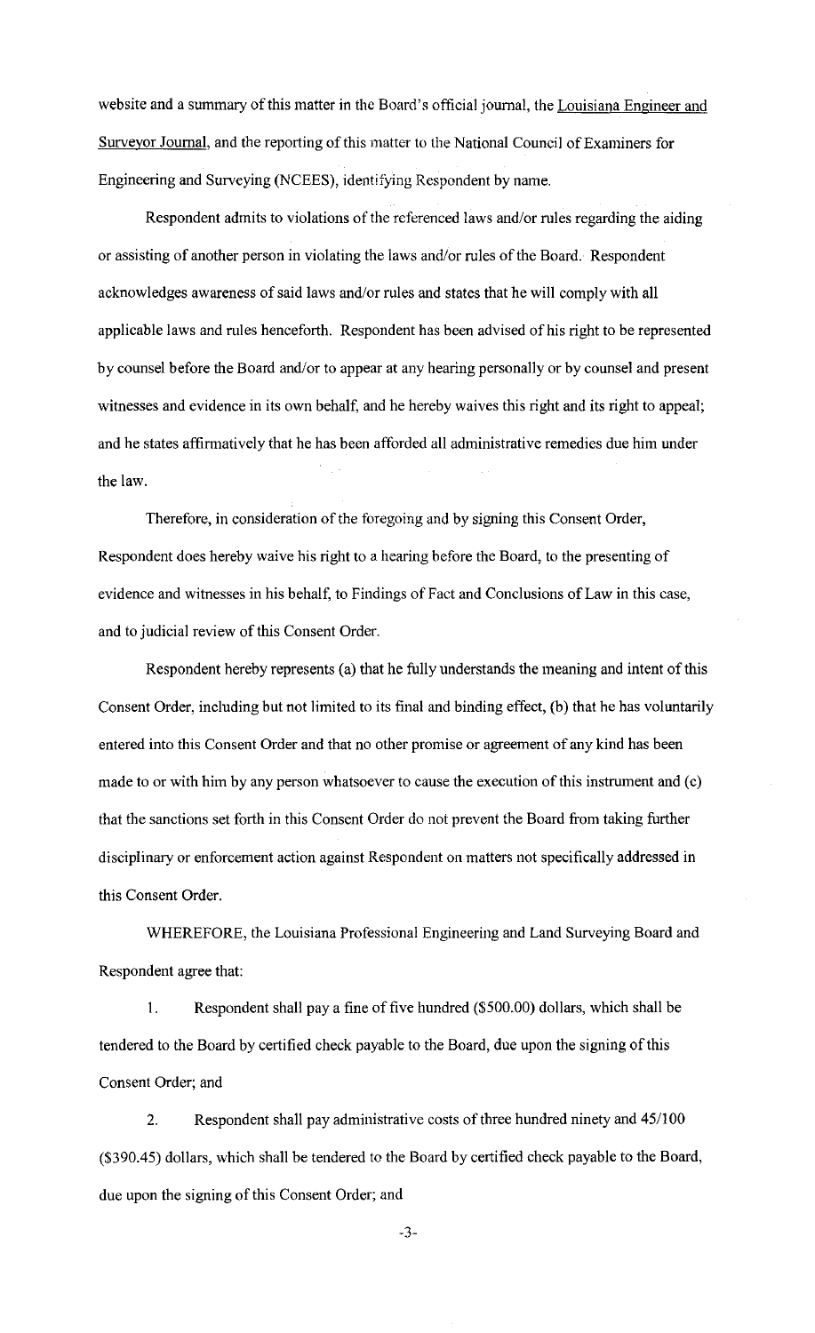website and a summary of this matter in the Board's official journal, the Louisiana Engineer and Surveyor Journal, and the reporting of this matter to the National Council of Examiners for Engineering and Surveying (NCEES), identifying Respondent by name.

Respondent admits to violations of the referenced laws and/or rules regarding the aiding or assisting of another person in violating the laws and/or rules of the Board. Respondent acknowledges awareness of said laws and/or rules and states that he will comply with all applicable laws and rules henceforth. Respondent has been advised of his right to be represented by counsel before the Board and/or to appear at any hearing personally or by counsel and present witnesses and evidence in its own behalf, and he hereby waives this right and its right to appeal; and he states affirmatively that he has been afforded all administrative remedies due him under the law.

Therefore, in consideration of the foregoing and by signing this Consent Order, Respondent does hereby waive his right to a hearing before the Board, to the presenting of evidence and witnesses in his behalf, to Findings of Fact and Conclusions of Law in this case, and to judicial review of this Consent Order.

Respondent hereby represents (a) that he fully understands the meaning and intent of this Consent Order, including but not limited to its final and binding effect, (b) that he has voluntarily entered into this Consent Order and that no other promise or agreement of any kind has been made to or with him by any person whatsoever to cause the execution of this instrument and (c) that the sanctions set forth in this Consent Order do not prevent the Board from taking further disciplinary or enforcement action against Respondent on matters not specifically addressed in this Consent Order.

WHEREFORE, the Louisiana Professional Engineering and Land Surveying Board and Respondent agree that:

1. Respondent shall pay a fine of five hundred ($500.00) dollars, which shall be tendered to the Board by certified check payable to the Board, due upon the signing of this Consent Order; and

2. Respondent shall pay administrative costs of three hundred ninety and 45/100 ($390.45) dollars, which shall be tendered to the Board by certified check payable to the Board, due upon the signing of this Consent Order; and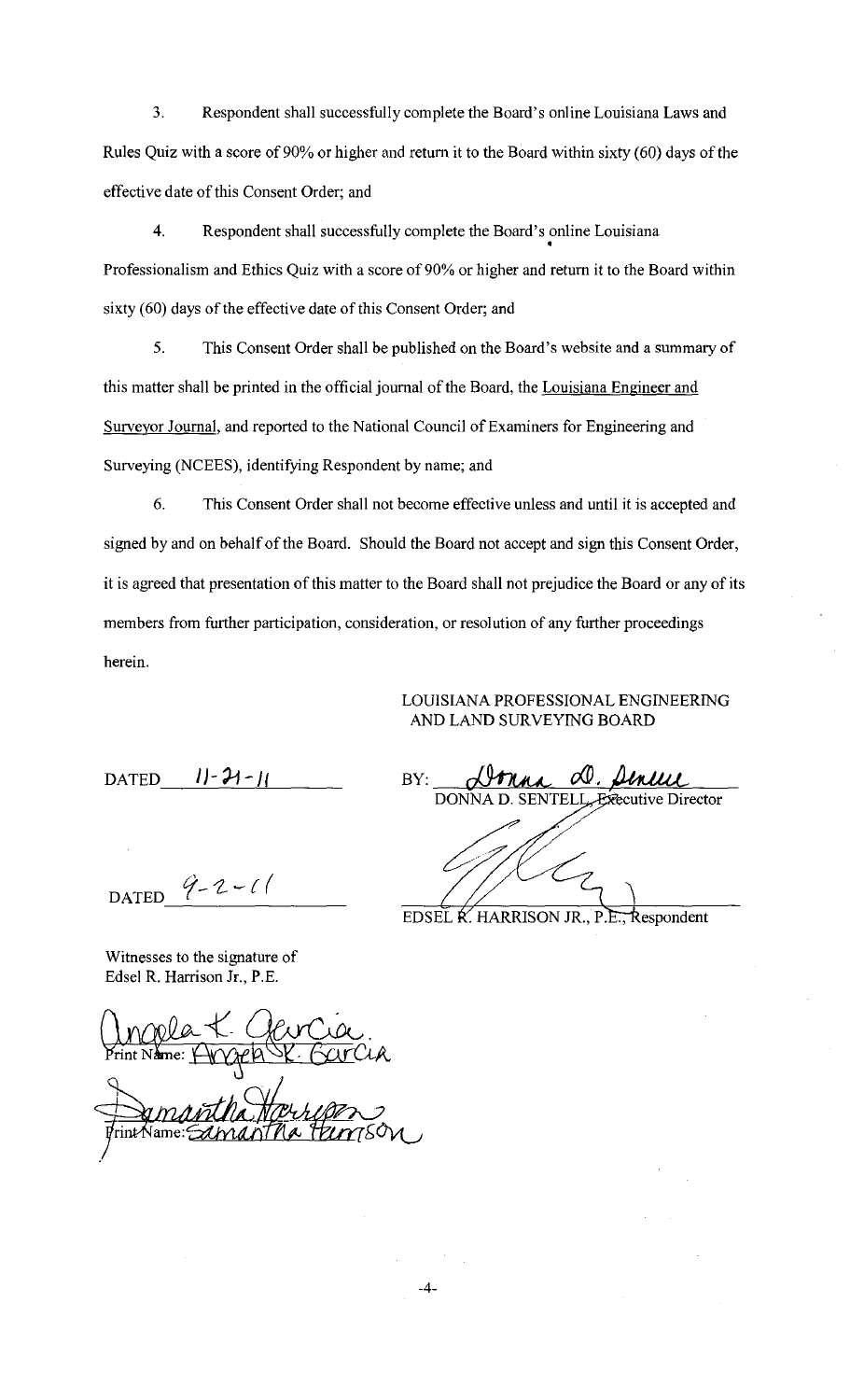3. Respondent shall successfully complete the Board's online Louisiana Laws and Rules Quiz with a score of 90% or higher and return it to the Board within sixty (60) days of the effective date of this Consent Order; and

4. Respondent shall successfully complete the Board's online Louisiana Professionalism and Ethics Quiz with a score of 90% or higher and return it to the Board within sixty (60) days of the effective date of this Consent Order; and

5. This Consent Order shall be published on the Board's website and a summary of this matter shall be printed in the official journal of the Board, the Louisiana Engineer and Surveyor Journal, and reported to the National Council of Examiners for Engineering and Surveying (NCEES), identifying Respondent by name; and

6. This Consent Order shall not become effective unless and until it is accepted and signed by and on behalf of the Board. Should the Board not accept and sign this Consent Order, it is agreed that presentation of this matter to the Board shall not prejudice the Board or any of its members from further participation, consideration, or resolution of any further proceedings herein.

LOUISIANA PROFESSIONAL ENGINEERING AND LAND SURVEYING BOARD

DATED 11-21-11

BY: Donna D. Sentell
DONNA D. SENTELL, Executive Director

DATED 9-2-11

EDSEL R. HARRISON JR., P.E., Respondent

Witnesses to the signature of Edsel R. Harrison Jr., P.E.

Angela K. Garcia
Print Name: Angela K. Garcia

Samantha Harrison
Print Name: Samantha Harrison